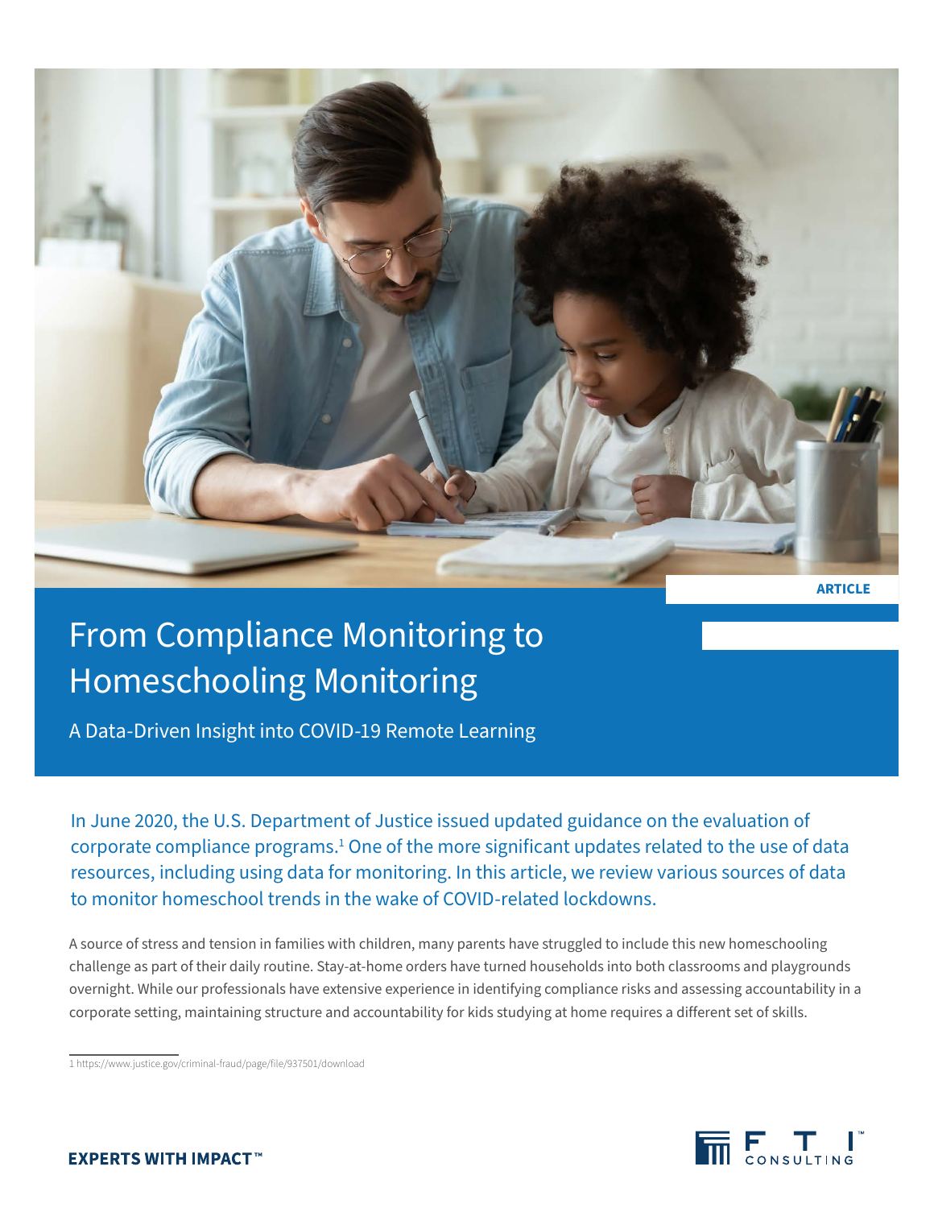ARTICLE

# From Compliance Monitoring to Homeschooling Monitoring

## A Data-Driven Insight into COVID-19 Remote Learning

In June 2020, the U.S. Department of Justice issued updated guidance on the evaluation of corporate compliance programs.[1] One of the more significant updates related to the use of data resources, including using data for monitoring. In this article, we review various sources of data to monitor homeschool trends in the wake of COVID-related lockdowns.

A source of stress and tension in families with children, many parents have struggled to include this new homeschooling challenge as part of their daily routine. Stay-at-home orders have turned households into both classrooms and playgrounds overnight. While our professionals have extensive experience in identifying compliance risks and assessing accountability in a corporate setting, maintaining structure and accountability for kids studying at home requires a different set of skills.

1 https://www.justice.gov/criminal-fraud/page/file/937501/download

**EXPERTS WITH IMPACT™**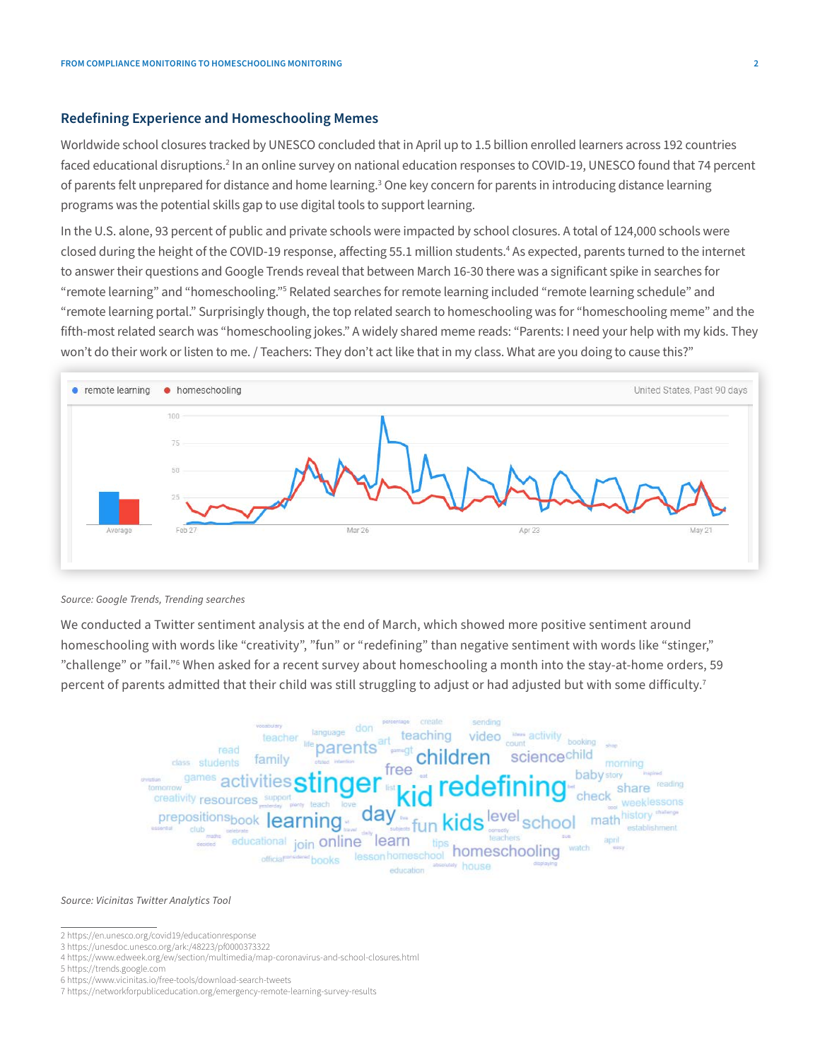## Redefining Experience and Homeschooling Memes

Worldwide school closures tracked by UNESCO concluded that in April up to 1.5 billion enrolled learners across 192 countries faced educational disruptions.[2] In an online survey on national education responses to COVID-19, UNESCO found that 74 percent of parents felt unprepared for distance and home learning.[3] One key concern for parents in introducing distance learning programs was the potential skills gap to use digital tools to support learning.

In the U.S. alone, 93 percent of public and private schools were impacted by school closures. A total of 124,000 schools were closed during the height of the COVID-19 response, affecting 55.1 million students.[4] As expected, parents turned to the internet to answer their questions and Google Trends reveal that between March 16-30 there was a significant spike in searches for "remote learning" and "homeschooling."[5] Related searches for remote learning included "remote learning schedule" and "remote learning portal." Surprisingly though, the top related search to homeschooling was for "homeschooling meme" and the fifth-most related search was "homeschooling jokes." A widely shared meme reads: "Parents: I need your help with my kids. They won't do their work or listen to me. / Teachers: They don't act like that in my class. What are you doing to cause this?"

*Source: Google Trends, Trending searches*

We conducted a Twitter sentiment analysis at the end of March, which showed more positive sentiment around homeschooling with words like "creativity", "fun" or "redefining" than negative sentiment with words like "stinger," "challenge" or "fail."[6] When asked for a recent survey about homeschooling a month into the stay-at-home orders, 59 percent of parents admitted that their child was still struggling to adjust or had adjusted but with some difficulty.[7]

*Source: Vicinitas Twitter Analytics Tool*

---

2 https://en.unesco.org/covid19/educationresponse
3 https://unesdoc.unesco.org/ark:/48223/pf0000373322
4 https://www.edweek.org/ew/section/multimedia/map-coronavirus-and-school-closures.html
5 https://trends.google.com
6 https://www.vicinitas.io/free-tools/download-search-tweets
7 https://networkforpubliceducation.org/emergency-remote-learning-survey-results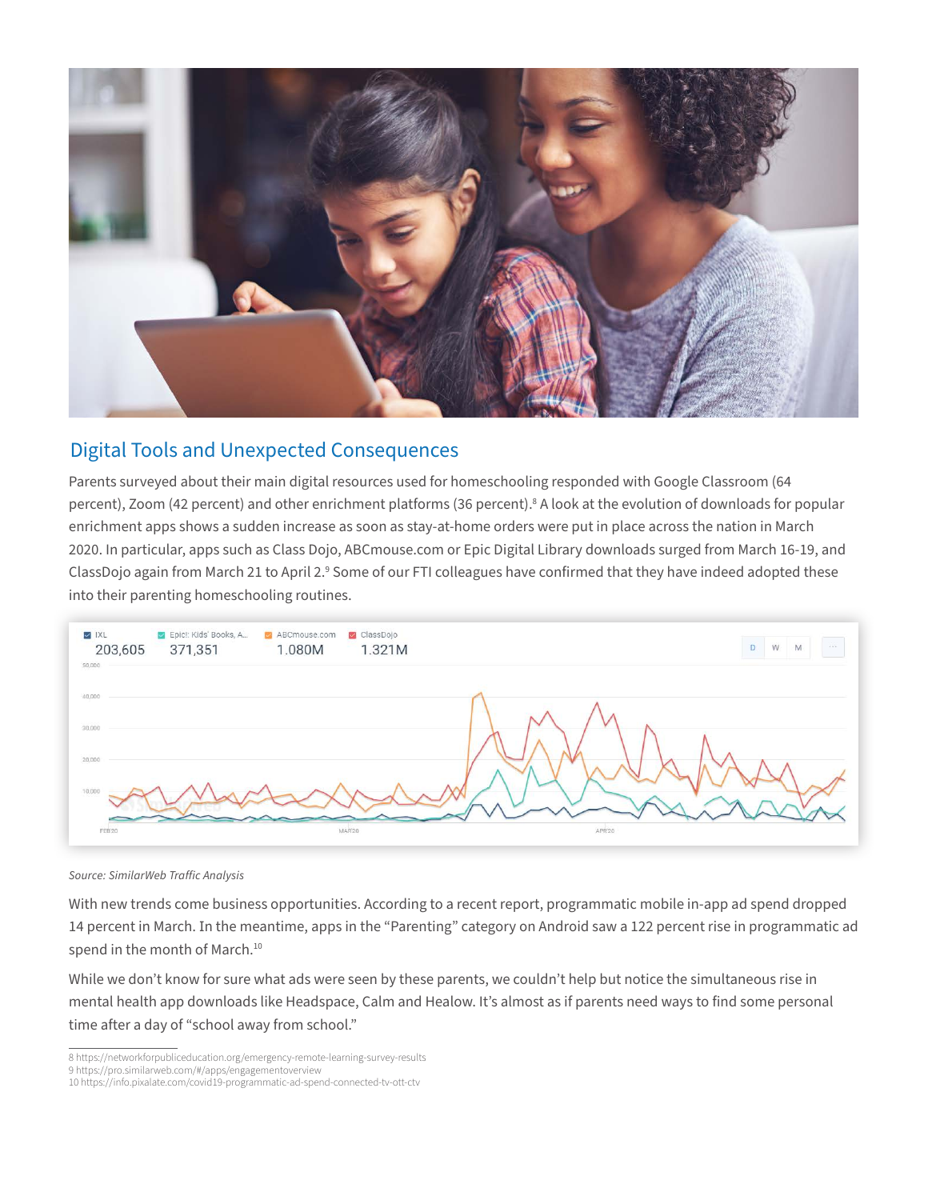## Digital Tools and Unexpected Consequences

Parents surveyed about their main digital resources used for homeschooling responded with Google Classroom (64 percent), Zoom (42 percent) and other enrichment platforms (36 percent).[8] A look at the evolution of downloads for popular enrichment apps shows a sudden increase as soon as stay-at-home orders were put in place across the nation in March 2020. In particular, apps such as Class Dojo, ABCmouse.com or Epic Digital Library downloads surged from March 16-19, and ClassDojo again from March 21 to April 2.[9] Some of our FTI colleagues have confirmed that they have indeed adopted these into their parenting homeschooling routines.

*Source: SimilarWeb Traffic Analysis*

With new trends come business opportunities. According to a recent report, programmatic mobile in-app ad spend dropped 14 percent in March. In the meantime, apps in the "Parenting" category on Android saw a 122 percent rise in programmatic ad spend in the month of March.[10]

While we don't know for sure what ads were seen by these parents, we couldn't help but notice the simultaneous rise in mental health app downloads like Headspace, Calm and Healow. It's almost as if parents need ways to find some personal time after a day of "school away from school."

---

8 https://networkforpubliceducation.org/emergency-remote-learning-survey-results
9 https://pro.similarweb.com/#/apps/engagementoverview
10 https://info.pixalate.com/covid19-programmatic-ad-spend-connected-tv-ott-ctv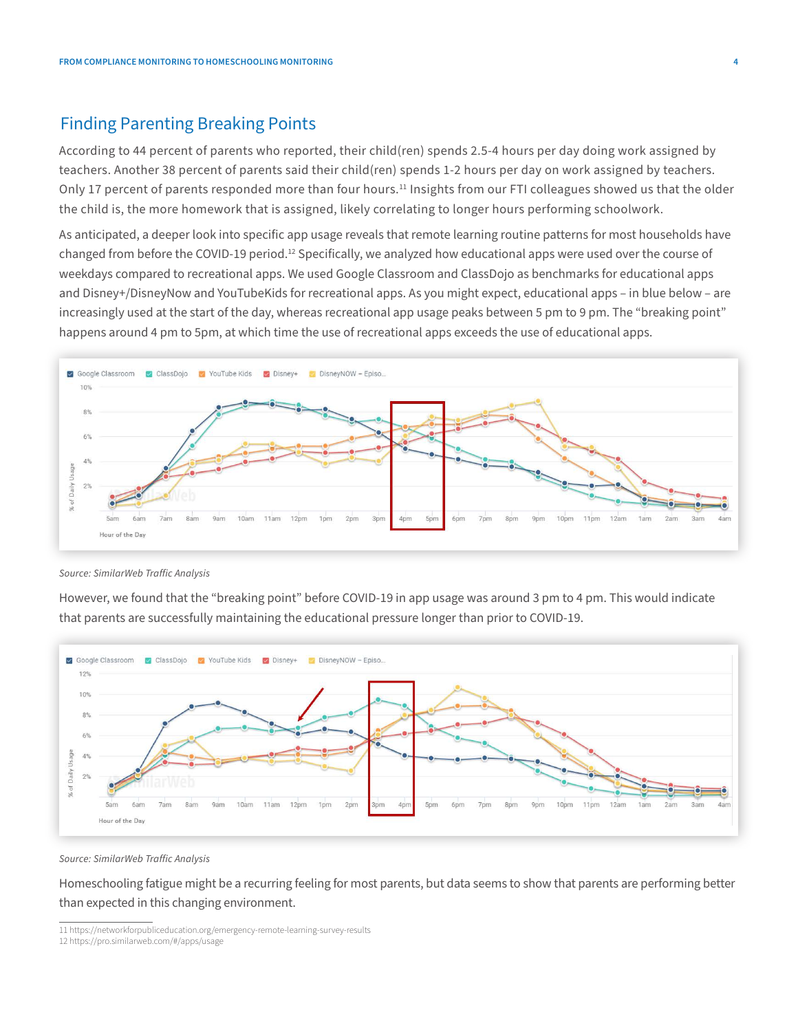## Finding Parenting Breaking Points

According to 44 percent of parents who reported, their child(ren) spends 2.5-4 hours per day doing work assigned by teachers. Another 38 percent of parents said their child(ren) spends 1-2 hours per day on work assigned by teachers. Only 17 percent of parents responded more than four hours.[11] Insights from our FTI colleagues showed us that the older the child is, the more homework that is assigned, likely correlating to longer hours performing schoolwork.

As anticipated, a deeper look into specific app usage reveals that remote learning routine patterns for most households have changed from before the COVID-19 period.[12] Specifically, we analyzed how educational apps were used over the course of weekdays compared to recreational apps. We used Google Classroom and ClassDojo as benchmarks for educational apps and Disney+/DisneyNow and YouTubeKids for recreational apps. As you might expect, educational apps – in blue below – are increasingly used at the start of the day, whereas recreational app usage peaks between 5 pm to 9 pm. The "breaking point" happens around 4 pm to 5pm, at which time the use of recreational apps exceeds the use of educational apps.

*Source: SimilarWeb Traffic Analysis*

However, we found that the "breaking point" before COVID-19 in app usage was around 3 pm to 4 pm. This would indicate that parents are successfully maintaining the educational pressure longer than prior to COVID-19.

*Source: SimilarWeb Traffic Analysis*

Homeschooling fatigue might be a recurring feeling for most parents, but data seems to show that parents are performing better than expected in this changing environment.

---

11 https://networkforpubliceducation.org/emergency-remote-learning-survey-results
12 https://pro.similarweb.com/#/apps/usage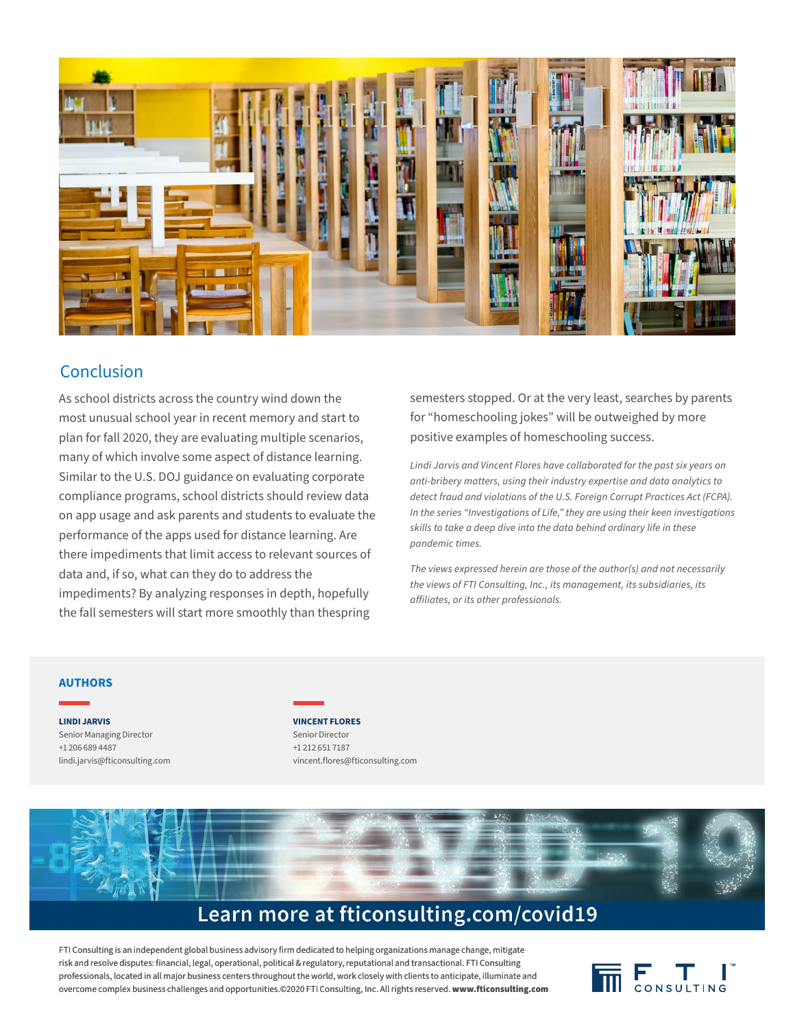## Conclusion

As school districts across the country wind down the most unusual school year in recent memory and start to plan for fall 2020, they are evaluating multiple scenarios, many of which involve some aspect of distance learning. Similar to the U.S. DOJ guidance on evaluating corporate compliance programs, school districts should review data on app usage and ask parents and students to evaluate the performance of the apps used for distance learning. Are there impediments that limit access to relevant sources of data and, if so, what can they do to address the impediments? By analyzing responses in depth, hopefully the fall semesters will start more smoothly than thespring semesters stopped. Or at the very least, searches by parents for "homeschooling jokes" will be outweighed by more positive examples of homeschooling success.

*Lindi Jarvis and Vincent Flores have collaborated for the past six years on anti-bribery matters, using their industry expertise and data analytics to detect fraud and violations of the U.S. Foreign Corrupt Practices Act (FCPA). In the series "Investigations of Life," they are using their keen investigations skills to take a deep dive into the data behind ordinary life in these pandemic times.*

*The views expressed herein are those of the author(s) and not necessarily the views of FTI Consulting, Inc., its management, its subsidiaries, its affiliates, or its other professionals.*

**AUTHORS**

**LINDI JARVIS**
Senior Managing Director
+1 206 689 4487
lindi.jarvis@fticonsulting.com

**VINCENT FLORES**
Senior Director
+1 212 651 7187
vincent.flores@fticonsulting.com

Learn more at fticonsulting.com/covid19

FTI Consulting is an independent global business advisory firm dedicated to helping organizations manage change, mitigate risk and resolve disputes: financial, legal, operational, political & regulatory, reputational and transactional. FTI Consulting professionals, located in all major business centers throughout the world, work closely with clients to anticipate, illuminate and overcome complex business challenges and opportunities.©2020 FTI Consulting, Inc. All rights reserved. **www.fticonsulting.com**

FTI CONSULTING